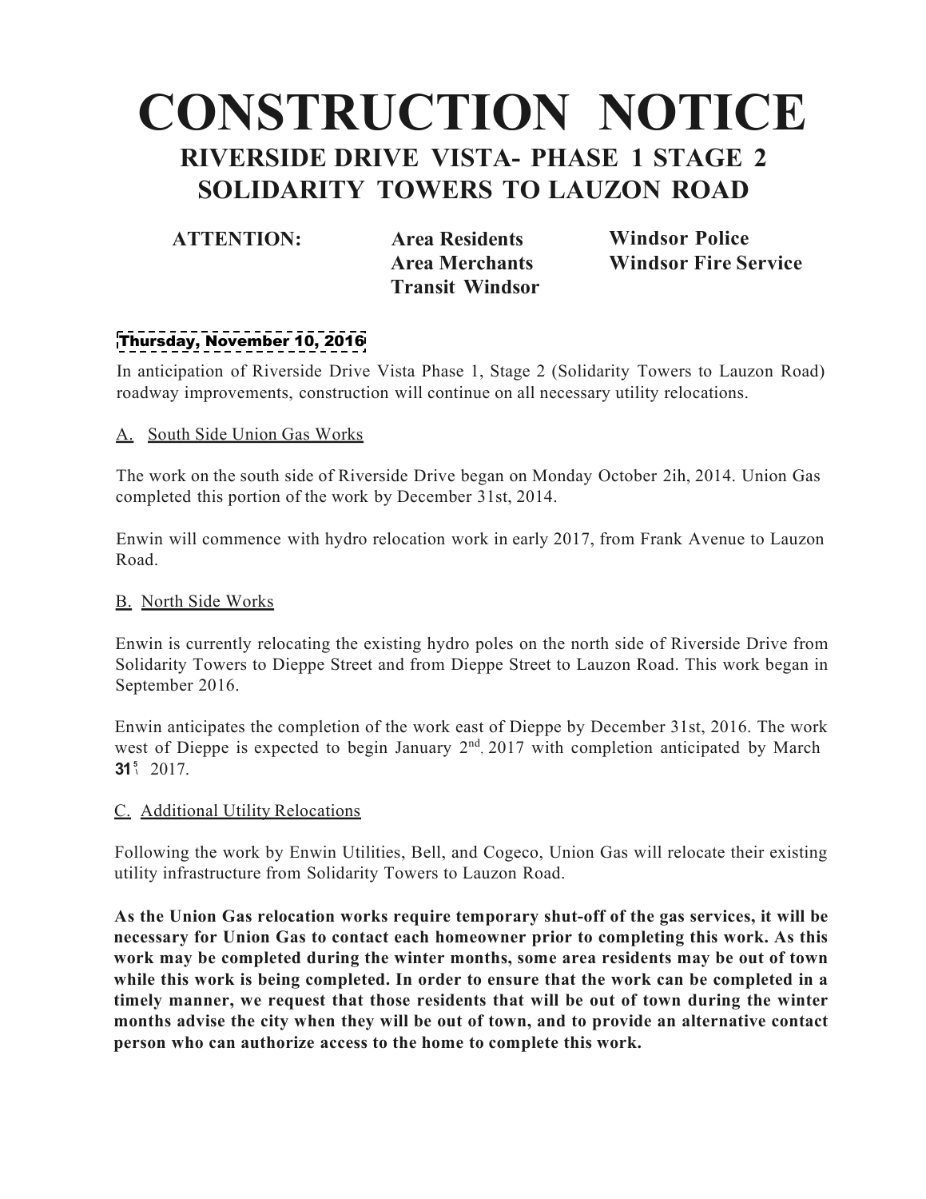# CONSTRUCTION NOTICE

## RIVERSIDE DRIVE VISTA- PHASE 1 STAGE 2
## SOLIDARITY TOWERS TO LAUZON ROAD

**ATTENTION:** **Area Residents** **Area Merchants** **Transit Windsor** **Windsor Police** **Windsor Fire Service**

**Thursday, November 10, 2016**

In anticipation of Riverside Drive Vista Phase 1, Stage 2 (Solidarity Towers to Lauzon Road) roadway improvements, construction will continue on all necessary utility relocations.

A. South Side Union Gas Works

The work on the south side of Riverside Drive began on Monday October 2ih, 2014. Union Gas completed this portion of the work by December 31st, 2014.

Enwin will commence with hydro relocation work in early 2017, from Frank Avenue to Lauzon Road.

B. North Side Works

Enwin is currently relocating the existing hydro poles on the north side of Riverside Drive from Solidarity Towers to Dieppe Street and from Dieppe Street to Lauzon Road. This work began in September 2016.

Enwin anticipates the completion of the work east of Dieppe by December 31st, 2016. The work west of Dieppe is expected to begin January 2nd, 2017 with completion anticipated by March 31st, 2017.

C. Additional Utility Relocations

Following the work by Enwin Utilities, Bell, and Cogeco, Union Gas will relocate their existing utility infrastructure from Solidarity Towers to Lauzon Road.

**As the Union Gas relocation works require temporary shut-off of the gas services, it will be necessary for Union Gas to contact each homeowner prior to completing this work. As this work may be completed during the winter months, some area residents may be out of town while this work is being completed. In order to ensure that the work can be completed in a timely manner, we request that those residents that will be out of town during the winter months advise the city when they will be out of town, and to provide an alternative contact person who can authorize access to the home to complete this work.**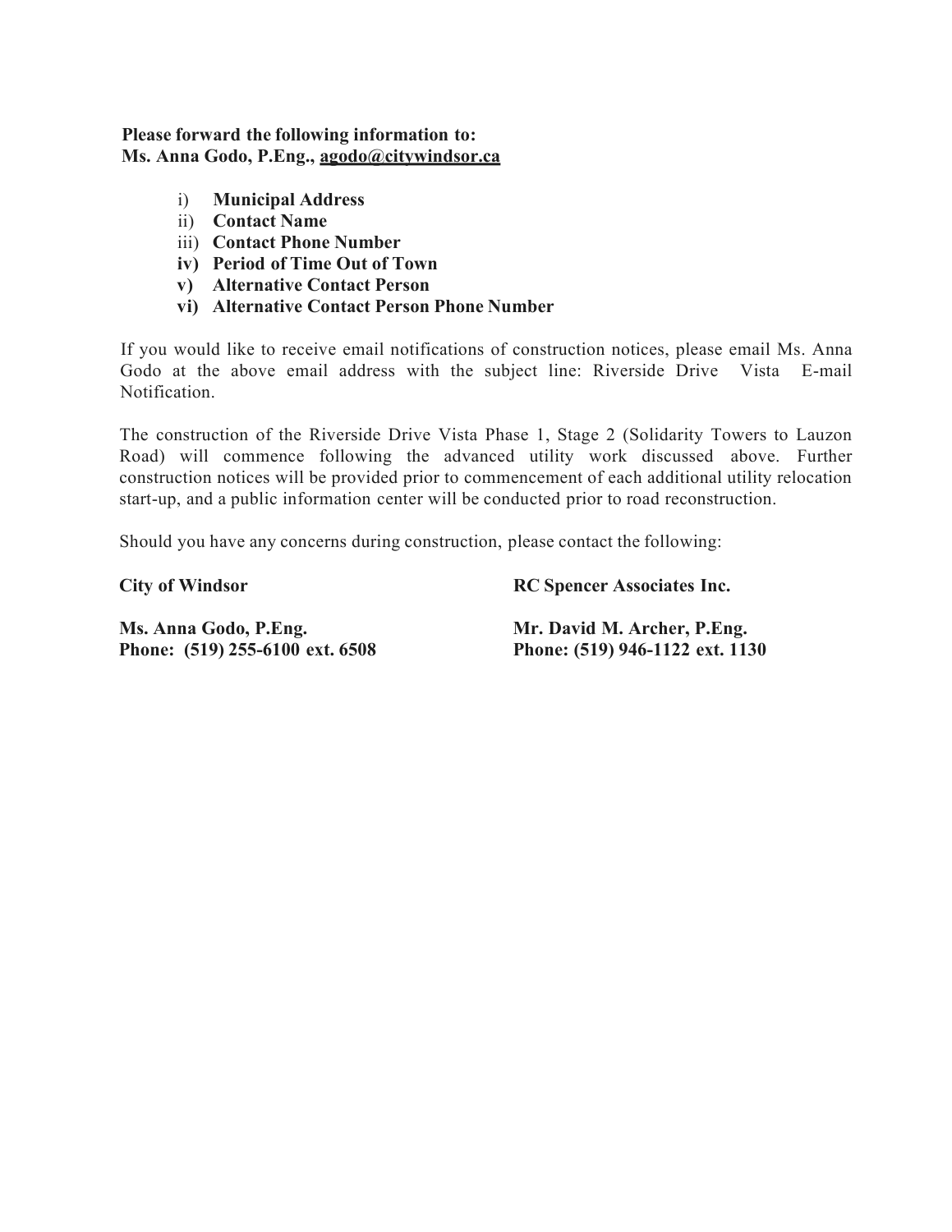**Please forward the following information to:**
**Ms. Anna Godo, P.Eng., agodo@citywindsor.ca**

- i) **Municipal Address**
- ii) **Contact Name**
- iii) **Contact Phone Number**
- **iv) Period of Time Out of Town**
- **v) Alternative Contact Person**
- **vi) Alternative Contact Person Phone Number**

If you would like to receive email notifications of construction notices, please email Ms. Anna Godo at the above email address with the subject line: Riverside Drive Vista E-mail Notification.

The construction of the Riverside Drive Vista Phase 1, Stage 2 (Solidarity Towers to Lauzon Road) will commence following the advanced utility work discussed above. Further construction notices will be provided prior to commencement of each additional utility relocation start-up, and a public information center will be conducted prior to road reconstruction.

Should you have any concerns during construction, please contact the following:

**City of Windsor**

**Ms. Anna Godo, P.Eng.**
**Phone: (519) 255-6100 ext. 6508**

**RC Spencer Associates Inc.**

**Mr. David M. Archer, P.Eng.**
**Phone: (519) 946-1122 ext. 1130**